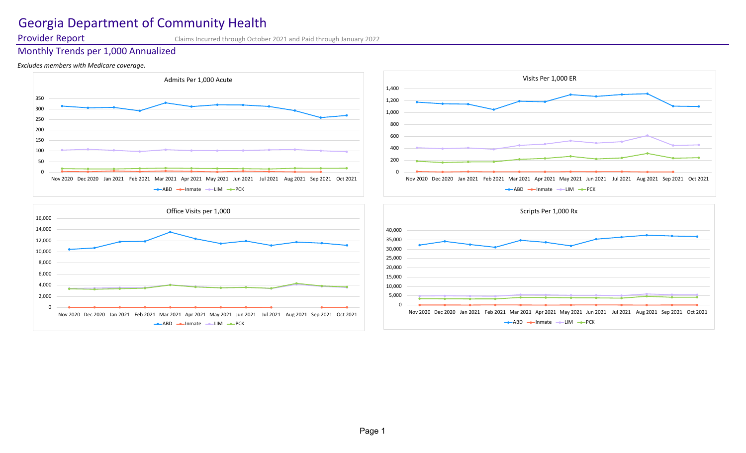# Georgia Department of Community Health

## Provider Report

Claims Incurred through October 2021 and Paid through January 2022

## Monthly Trends per 1,000 Annualized

*Excludes members with Medicare coverage.*

### Admits Per 1,000 Acute

Legend: ABD, Inmate, LIM, PCK

Y-axis: 0, 50, 100, 150, 200, 250, 300, 350

X-axis: Nov 2020, Dec 2020, Jan 2021, Feb 2021, Mar 2021, Apr 2021, May 2021, Jun 2021, Jul 2021, Aug 2021, Sep 2021, Oct 2021

### Visits Per 1,000 ER

Legend: ABD, Inmate, LIM, PCK

Y-axis: 0, 200, 400, 600, 800, 1,000, 1,200, 1,400

X-axis: Nov 2020, Dec 2020, Jan 2021, Feb 2021, Mar 2021, Apr 2021, May 2021, Jun 2021, Jul 2021, Aug 2021, Sep 2021, Oct 2021

### Office Visits per 1,000

Legend: ABD, Inmate, LIM, PCK

Y-axis: 0, 2,000, 4,000, 6,000, 8,000, 10,000, 12,000, 14,000, 16,000

X-axis: Nov 2020, Dec 2020, Jan 2021, Feb 2021, Mar 2021, Apr 2021, May 2021, Jun 2021, Jul 2021, Aug 2021, Sep 2021, Oct 2021

### Scripts Per 1,000 Rx

Legend: ABD, Inmate, LIM, PCK

Y-axis: 0, 5,000, 10,000, 15,000, 20,000, 25,000, 30,000, 35,000, 40,000

X-axis: Nov 2020, Dec 2020, Jan 2021, Feb 2021, Mar 2021, Apr 2021, May 2021, Jun 2021, Jul 2021, Aug 2021, Sep 2021, Oct 2021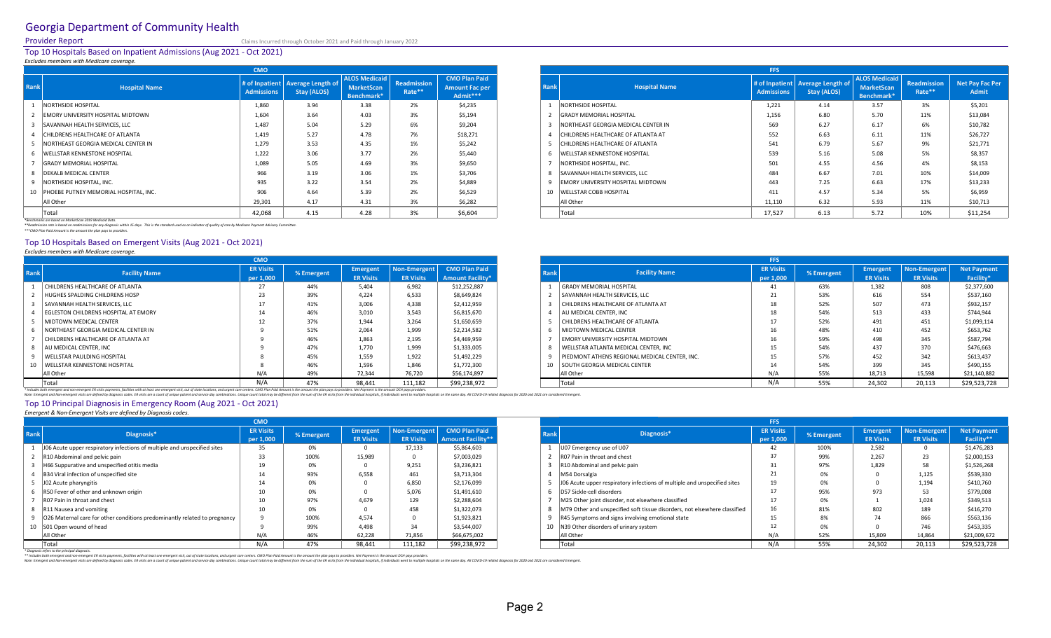# Georgia Department of Community Health

**Provider Report** Claims Incurred through October 2021 and Paid through January 2022

## Top 10 Hospitals Based on Inpatient Admissions (Aug 2021 - Oct 2021)

*Excludes members with Medicare coverage.*

**CMO**

| Rank | Hospital Name | # of Inpatient Admissions | Average Length of Stay (ALOS) | ALOS Medicaid MarketScan Benchmark* | Readmission Rate** | CMO Plan Paid Amount Fac per Admit*** |
|---|---|---|---|---|---|---|
| 1 | NORTHSIDE HOSPITAL | 1,860 | 3.94 | 3.38 | 2% | $4,235 |
| 2 | EMORY UNIVERSITY HOSPITAL MIDTOWN | 1,604 | 3.64 | 4.03 | 3% | $5,194 |
| 3 | SAVANNAH HEALTH SERVICES, LLC | 1,487 | 5.04 | 5.29 | 6% | $9,204 |
| 4 | CHILDRENS HEALTHCARE OF ATLANTA | 1,419 | 5.27 | 4.78 | 7% | $18,271 |
| 5 | NORTHEAST GEORGIA MEDICAL CENTER IN | 1,279 | 3.53 | 4.35 | 1% | $5,242 |
| 6 | WELLSTAR KENNESTONE HOSPITAL | 1,222 | 3.06 | 3.77 | 2% | $5,440 |
| 7 | GRADY MEMORIAL HOSPITAL | 1,089 | 5.05 | 4.69 | 3% | $9,650 |
| 8 | DEKALB MEDICAL CENTER | 966 | 3.19 | 3.06 | 1% | $3,706 |
| 9 | NORTHSIDE HOSPITAL, INC. | 935 | 3.22 | 3.54 | 2% | $4,889 |
| 10 | PHOEBE PUTNEY MEMORIAL HOSPITAL, INC. | 906 | 4.64 | 5.39 | 2% | $6,529 |
| | All Other | 29,301 | 4.17 | 4.31 | 3% | $6,282 |
| | Total | 42,068 | 4.15 | 4.28 | 3% | $6,604 |

*Benchmarks are based on MarketScan 2019 Medicaid Data.
**Readmission rate is based on readmissions for any diagnosis within 15 days. This is the standard used as an indicator of quality of care by Medicare Payment Advisory Committee.
***CMO Plan Paid Amount is the amount the plan pays to providers.

**FFS**

| Rank | Hospital Name | # of Inpatient Admissions | Average Length of Stay (ALOS) | ALOS Medicaid MarketScan Benchmark* | Readmission Rate** | Net Pay Fac Per Admit |
|---|---|---|---|---|---|---|
| 1 | NORTHSIDE HOSPITAL | 1,221 | 4.14 | 3.57 | 3% | $5,201 |
| 2 | GRADY MEMORIAL HOSPITAL | 1,156 | 6.80 | 5.70 | 11% | $13,084 |
| 3 | NORTHEAST GEORGIA MEDICAL CENTER IN | 569 | 6.27 | 6.17 | 6% | $10,782 |
| 4 | CHILDRENS HEALTHCARE OF ATLANTA AT | 552 | 6.63 | 6.11 | 11% | $26,727 |
| 5 | CHILDRENS HEALTHCARE OF ATLANTA | 541 | 6.79 | 5.67 | 9% | $21,771 |
| 6 | WELLSTAR KENNESTONE HOSPITAL | 539 | 5.16 | 5.08 | 5% | $8,357 |
| 7 | NORTHSIDE HOSPITAL, INC. | 501 | 4.55 | 4.56 | 4% | $8,153 |
| 8 | SAVANNAH HEALTH SERVICES, LLC | 484 | 6.67 | 7.01 | 10% | $14,009 |
| 9 | EMORY UNIVERSITY HOSPITAL MIDTOWN | 443 | 7.25 | 6.63 | 17% | $13,233 |
| 10 | WELLSTAR COBB HOSPITAL | 411 | 4.57 | 5.34 | 5% | $6,959 |
| | All Other | 11,110 | 6.32 | 5.93 | 11% | $10,713 |
| | Total | 17,527 | 6.13 | 5.72 | 10% | $11,254 |

## Top 10 Hospitals Based on Emergent Visits (Aug 2021 - Oct 2021)

*Excludes members with Medicare coverage.*

**CMO**

| Rank | Facility Name | ER Visits per 1,000 | % Emergent | Emergent ER Visits | Non-Emergent ER Visits | CMO Plan Paid Amount Facility* |
|---|---|---|---|---|---|---|
| 1 | CHILDRENS HEALTHCARE OF ATLANTA | 27 | 44% | 5,404 | 6,982 | $12,252,887 |
| 2 | HUGHES SPALDING CHILDRENS HOSP | 23 | 39% | 4,224 | 6,533 | $8,649,824 |
| 3 | SAVANNAH HEALTH SERVICES, LLC | 17 | 41% | 3,006 | 4,338 | $2,412,959 |
| 4 | EGLESTON CHILDRENS HOSPITAL AT EMORY | 14 | 46% | 3,010 | 3,543 | $6,815,670 |
| 5 | MIDTOWN MEDICAL CENTER | 12 | 37% | 1,944 | 3,264 | $1,650,659 |
| 6 | NORTHEAST GEORGIA MEDICAL CENTER IN | 9 | 51% | 2,064 | 1,999 | $2,214,582 |
| 7 | CHILDRENS HEALTHCARE OF ATLANTA AT | 9 | 46% | 1,863 | 2,195 | $4,469,959 |
| 8 | AU MEDICAL CENTER, INC | 9 | 47% | 1,770 | 1,999 | $1,333,005 |
| 9 | WELLSTAR PAULDING HOSPITAL | 8 | 45% | 1,559 | 1,922 | $1,492,229 |
| 10 | WELLSTAR KENNESTONE HOSPITAL | 8 | 46% | 1,596 | 1,846 | $1,772,300 |
| | All Other | N/A | 49% | 72,344 | 76,720 | $56,174,897 |
| | Total | N/A | 47% | 98,441 | 111,182 | $99,238,972 |

* Includes both emergent and non-emergent ER visits payments, facilities with at least one emergent visit, out of state locations, and urgent care centers. CMO Plan Paid Amount is the amount the plan pays to providers. Net Payment is the amount DCH pays providers.
Note: Emergent and Non-emergent visits are defined by diagnosis codes. ER visits are a count of unique patient and service day combinations. Unique count total may be different from the sum of the ER visits from the individual hospitals, if individuals went to multiple hospitals on the same day. All COVID-19 related diagnosis for 2020 and 2021 are considered Emergent.

**FFS**

| Rank | Facility Name | ER Visits per 1,000 | % Emergent | Emergent ER Visits | Non-Emergent ER Visits | Net Payment Facility* |
|---|---|---|---|---|---|---|
| 1 | GRADY MEMORIAL HOSPITAL | 41 | 63% | 1,382 | 808 | $2,377,600 |
| 2 | SAVANNAH HEALTH SERVICES, LLC | 21 | 53% | 616 | 554 | $537,160 |
| 3 | CHILDRENS HEALTHCARE OF ATLANTA AT | 18 | 52% | 507 | 473 | $932,157 |
| 4 | AU MEDICAL CENTER, INC | 18 | 54% | 513 | 433 | $744,944 |
| 5 | CHILDRENS HEALTHCARE OF ATLANTA | 17 | 52% | 491 | 451 | $1,099,114 |
| 6 | MIDTOWN MEDICAL CENTER | 16 | 48% | 410 | 452 | $653,762 |
| 7 | EMORY UNIVERSITY HOSPITAL MIDTOWN | 16 | 59% | 498 | 345 | $587,794 |
| 8 | WELLSTAR ATLANTA MEDICAL CENTER, INC | 15 | 54% | 437 | 370 | $476,663 |
| 9 | PIEDMONT ATHENS REGIONAL MEDICAL CENTER, INC. | 15 | 57% | 452 | 342 | $613,437 |
| 10 | SOUTH GEORGIA MEDICAL CENTER | 14 | 54% | 399 | 345 | $490,155 |
| | All Other | N/A | 55% | 18,713 | 15,598 | $21,140,882 |
| | Total | N/A | 55% | 24,302 | 20,113 | $29,523,728 |

## Top 10 Principal Diagnosis in Emergency Room (Aug 2021 - Oct 2021)

*Emergent & Non-Emergent Visits are defined by Diagnosis codes.*

**CMO**

| Rank | Diagnosis* | ER Visits per 1,000 | % Emergent | Emergent ER Visits | Non-Emergent ER Visits | CMO Plan Paid Amount Facility** |
|---|---|---|---|---|---|---|
| 1 | J06 Acute upper respiratory infections of multiple and unspecified sites | 35 | 0% | 0 | 17,133 | $5,864,603 |
| 2 | R10 Abdominal and pelvic pain | 33 | 100% | 15,989 | 0 | $7,003,029 |
| 3 | H66 Suppurative and unspecified otitis media | 19 | 0% | 0 | 9,251 | $3,236,821 |
| 4 | B34 Viral infection of unspecified site | 14 | 93% | 6,558 | 461 | $3,713,304 |
| 5 | J02 Acute pharyngitis | 14 | 0% | 0 | 6,850 | $2,176,099 |
| 6 | R50 Fever of other and unknown origin | 10 | 0% | 0 | 5,076 | $1,491,610 |
| 7 | R07 Pain in throat and chest | 10 | 97% | 4,679 | 129 | $2,288,604 |
| 8 | R11 Nausea and vomiting | 10 | 0% | 0 | 458 | $1,322,073 |
| 9 | O26 Maternal care for other conditions predominantly related to pregnancy | 9 | 100% | 4,574 | 0 | $1,923,821 |
| 10 | S01 Open wound of head | 9 | 99% | 4,498 | 34 | $3,544,007 |
| | All Other | N/A | 46% | 62,228 | 71,856 | $66,675,002 |
| | Total | N/A | 47% | 98,441 | 111,182 | $99,238,972 |

* Diagnosis refers to the principal diagnosis.
** Includes both emergent and non-emergent ER visits payments, facilities with at least one emergent visit, out of state locations, and urgent care centers. CMO Plan Paid Amount is the amount the plan pays to providers. Net Payment is the amount DCH pays providers.
Note: Emergent and Non-emergent visits are defined by diagnosis codes. ER visits are a count of unique patient and service day combinations. Unique count total may be different from the sum of the ER visits from the individual hospitals, if individuals went to multiple hospitals on the same day. All COVID-19 related diagnosis for 2020 and 2021 are considered Emergent.

**FFS**

| Rank | Diagnosis* | ER Visits per 1,000 | % Emergent | Emergent ER Visits | Non-Emergent ER Visits | Net Payment Facility** |
|---|---|---|---|---|---|---|
| 1 | U07 Emergency use of U07 | 42 | 100% | 2,582 | 0 | $1,476,283 |
| 2 | R07 Pain in throat and chest | 37 | 99% | 2,267 | 23 | $2,000,153 |
| 3 | R10 Abdominal and pelvic pain | 31 | 97% | 1,829 | 58 | $1,526,268 |
| 4 | M54 Dorsalgia | 21 | 0% | 0 | 1,125 | $539,330 |
| 5 | J06 Acute upper respiratory infections of multiple and unspecified sites | 19 | 0% | 0 | 1,194 | $410,760 |
| 6 | D57 Sickle-cell disorders | 17 | 95% | 973 | 53 | $779,008 |
| 7 | M25 Other joint disorder, not elsewhere classified | 17 | 0% | 1 | 1,024 | $349,513 |
| 8 | M79 Other and unspecified soft tissue disorders, not elsewhere classified | 16 | 81% | 802 | 189 | $416,270 |
| 9 | R45 Symptoms and signs involving emotional state | 15 | 8% | 74 | 866 | $563,136 |
| 10 | N39 Other disorders of urinary system | 12 | 0% | 0 | 746 | $453,335 |
| | All Other | N/A | 52% | 15,809 | 14,864 | $21,009,672 |
| | Total | N/A | 55% | 24,302 | 20,113 | $29,523,728 |